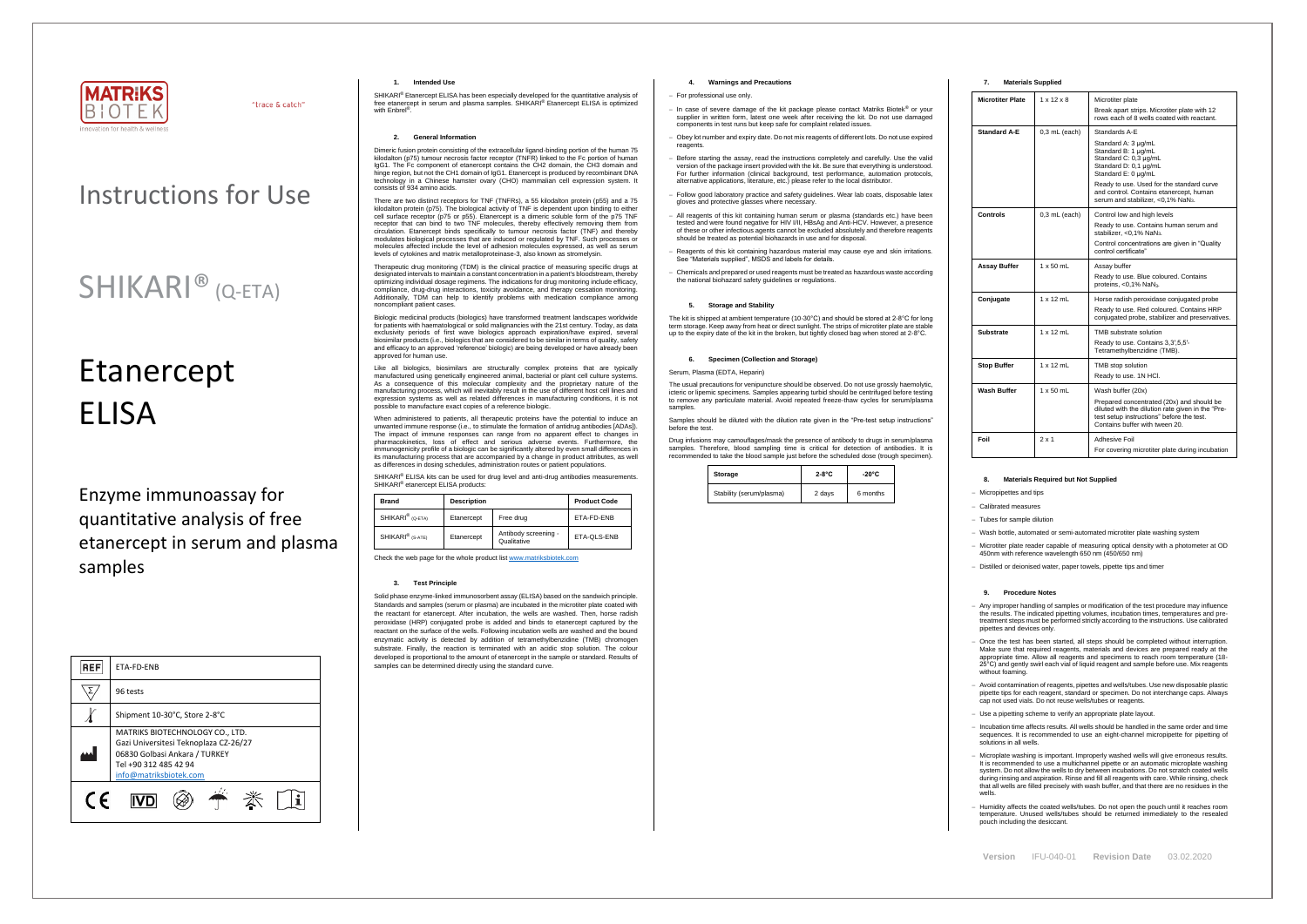MATRIKS BIOTEK

Innovation for health & wellness

"trace & catch"

# Instructions for Use

# SHIKARI® (Q-ETA)

# Etanercept ELISA

Enzyme immunoassay for quantitative analysis of free etanercept in serum and plasma samples

| REF | ETA-FD-ENB |
|---|---|
| Σ | 96 tests |
| | Shipment 10-30°C, Store 2-8°C |
| | MATRIKS BIOTECHNOLOGY CO., LTD.<br>Gazi Universitesi Teknoplaza CZ-26/27<br>06830 Golbasi Ankara / TURKEY<br>Tel +90 312 485 42 94<br>info@matriksbiotek.com |

CE IVD

## 1. Intended Use

SHIKARI® Etanercept ELISA has been especially developed for the quantitative analysis of free etanercept in serum and plasma samples. SHIKARI® Etanercept ELISA is optimized with Enbrel®.

## 2. General Information

Dimeric fusion protein consisting of the extracellular ligand-binding portion of the human 75 kilodalton (p75) tumour necrosis factor receptor (TNFR) linked to the Fc portion of human IgG1. The Fc component of etanercept contains the CH2 domain, the CH3 domain and hinge region, but not the CH1 domain of IgG1. Etanercept is produced by recombinant DNA technology in a Chinese hamster ovary (CHO) mammalian cell expression system. It consists of 934 amino acids.

There are two distinct receptors for TNF (TNFRs), a 55 kilodalton protein (p55) and a 75 kilodalton protein (p75). The biological activity of TNF is dependent upon binding to either cell surface receptor (p75 or p55). Etanercept is a dimeric soluble form of the p75 TNF receptor that can bind to two TNF molecules, thereby effectively removing them from circulation. Etanercept binds specifically to tumour necrosis factor (TNF) and thereby modulates biological processes that are induced or regulated by TNF. Such processes or molecules affected include the level of adhesion molecules expressed, as well as serum levels of cytokines and matrix metalloproteinase-3, also known as stromelysin.

Therapeutic drug monitoring (TDM) is the clinical practice of measuring specific drugs at designated intervals to maintain a constant concentration in a patient's bloodstream, thereby optimizing individual dosage regimens. The indications for drug monitoring include efficacy, compliance, drug-drug interactions, toxicity avoidance, and therapy cessation monitoring. Additionally, TDM can help to identify problems with medication compliance among noncompliant patient cases.

Biologic medicinal products (biologics) have transformed treatment landscapes worldwide for patients with haematological or solid malignancies with the 21st century. Today, as data exclusivity periods of first wave biologics approach expiration/have expired, several biosimilar products (i.e., biologics that are considered to be similar in terms of quality, safety and efficacy to an approved 'reference' biologic) are being developed or have already been approved for human use.

Like all biologics, biosimilars are structurally complex proteins that are typically manufactured using genetically engineered animal, bacterial or plant cell culture systems. As a consequence of this molecular complexity and the proprietary nature of the manufacturing process, which will inevitably result in the use of different host cell lines and expression systems as well as related differences in manufacturing conditions, it is not possible to manufacture exact copies of a reference biologic.

When administered to patients, all therapeutic proteins have the potential to induce an unwanted immune response (i.e., to stimulate the formation of antidrug antibodies [ADAs]). The impact of immune responses can range from no apparent effect to changes in pharmacokinetics, loss of effect and serious adverse events. Furthermore, the immunogenicity profile of a biologic can be significantly altered by even small differences in its manufacturing process that are accompanied by a change in product attributes, as well as differences in dosing schedules, administration routes or patient populations.

SHIKARI® ELISA kits can be used for drug level and anti-drug antibodies measurements. SHIKARI® etanercept ELISA products:

| Brand | Description | | Product Code |
|---|---|---|---|
| SHIKARI® (Q-ETA) | Etanercept | Free drug | ETA-FD-ENB |
| SHIKARI® (S-ATE) | Etanercept | Antibody screening - Qualitative | ETA-QLS-ENB |

Check the web page for the whole product list www.matriksbiotek.com

## 3. Test Principle

Solid phase enzyme-linked immunosorbent assay (ELISA) based on the sandwich principle. Standards and samples (serum or plasma) are incubated in the microtiter plate coated with the reactant for etanercept. After incubation, the wells are washed. Then, horse radish peroxidase (HRP) conjugated probe is added and binds to etanercept captured by the reactant on the surface of the wells. Following incubation wells are washed and the bound enzymatic activity is detected by addition of tetramethylbenzidine (TMB) chromogen substrate. Finally, the reaction is terminated with an acidic stop solution. The colour developed is proportional to the amount of etanercept in the sample or standard. Results of samples can be determined directly using the standard curve.

## 4. Warnings and Precautions

- For professional use only.
- In case of severe damage of the kit package please contact Matriks Biotek® or your supplier in written form, latest one week after receiving the kit. Do not use damaged components in test runs but keep safe for complaint related issues.
- Obey lot number and expiry date. Do not mix reagents of different lots. Do not use expired reagents.
- Before starting the assay, read the instructions completely and carefully. Use the valid version of the package insert provided with the kit. Be sure that everything is understood. For further information (clinical background, test performance, automation protocols, alternative applications, literature, etc.) please refer to the local distributor.
- Follow good laboratory practice and safety guidelines. Wear lab coats, disposable latex gloves and protective glasses where necessary.
- All reagents of this kit containing human serum or plasma (standards etc.) have been tested and were found negative for HIV I/II, HBsAg and Anti-HCV. However, a presence of these or other infectious agents cannot be excluded absolutely and therefore reagents should be treated as potential biohazards in use and for disposal.
- Reagents of this kit containing hazardous material may cause eye and skin irritations. See "Materials supplied", MSDS and labels for details.
- Chemicals and prepared or used reagents must be treated as hazardous waste according the national biohazard safety guidelines or regulations.

## 5. Storage and Stability

The kit is shipped at ambient temperature (10-30°C) and should be stored at 2-8°C for long term storage. Keep away from heat or direct sunlight. The strips of microtiter plate are stable up to the expiry date of the kit in the broken, but tightly closed bag when stored at 2-8°C.

## 6. Specimen (Collection and Storage)

Serum, Plasma (EDTA, Heparin)

The usual precautions for venipuncture should be observed. Do not use grossly haemolytic, icteric or lipemic specimens. Samples appearing turbid should be centrifuged before testing to remove any particulate material. Avoid repeated freeze-thaw cycles for serum/plasma samples.

Samples should be diluted with the dilution rate given in the "Pre-test setup instructions" before the test.

Drug infusions may camouflages/mask the presence of antibody to drugs in serum/plasma samples. Therefore, blood sampling time is critical for detection of antibodies. It is recommended to take the blood sample just before the scheduled dose (trough specimen).

| Storage | 2-8°C | -20°C |
|---|---|---|
| Stability (serum/plasma) | 2 days | 6 months |

## 7. Materials Supplied

| | | |
|---|---|---|
| **Microtiter Plate** | 1 x 12 x 8 | Microtiter plate<br>Break apart strips. Microtiter plate with 12 rows each of 8 wells coated with reactant. |
| **Standard A-E** | 0,3 mL (each) | Standards A-E<br>Standard A: 3 µg/mL<br>Standard B: 1 µg/mL<br>Standard C: 0,3 µg/mL<br>Standard D: 0,1 µg/mL<br>Standard E: 0 µg/mL<br>Ready to use. Used for the standard curve and control. Contains etanercept, human serum and stabilizer, <0,1% $NaN_3$. |
| **Controls** | 0,3 mL (each) | Control low and high levels<br>Ready to use. Contains human serum and stabilizer, <0,1% $NaN_3$.<br>Control concentrations are given in "Quality control certificate" |
| **Assay Buffer** | 1 x 50 mL | Assay buffer<br>Ready to use. Blue coloured. Contains proteins, <0,1% $NaN_3$. |
| **Conjugate** | 1 x 12 mL | Horse radish peroxidase conjugated probe<br>Ready to use. Red coloured. Contains HRP conjugated probe, stabilizer and preservatives. |
| **Substrate** | 1 x 12 mL | TMB substrate solution<br>Ready to use. Contains 3,3',5,5'-Tetramethylbenzidine (TMB). |
| **Stop Buffer** | 1 x 12 mL | TMB stop solution<br>Ready to use. 1N HCl. |
| **Wash Buffer** | 1 x 50 mL | Wash buffer (20x)<br>Prepared concentrated (20x) and should be diluted with the dilution rate given in the "Pre-test setup instructions" before the test. Contains buffer with tween 20. |
| **Foil** | 2 x 1 | Adhesive Foil<br>For covering microtiter plate during incubation |

## 8. Materials Required but Not Supplied

- Micropipettes and tips
- Calibrated measures
- Tubes for sample dilution
- Wash bottle, automated or semi-automated microtiter plate washing system
- Microtiter plate reader capable of measuring optical density with a photometer at OD 450nm with reference wavelength 650 nm (450/650 nm)
- Distilled or deionised water, paper towels, pipette tips and timer

## 9. Procedure Notes

- Any improper handling of samples or modification of the test procedure may influence the results. The indicated pipetting volumes, incubation times, temperatures and pre-treatment steps must be performed strictly according to the instructions. Use calibrated pipettes and devices only.
- Once the test has been started, all steps should be completed without interruption. Make sure that required reagents, materials and devices are prepared ready at the appropriate time. Allow all reagents and specimens to reach room temperature (18-25°C) and gently swirl each vial of liquid reagent and sample before use. Mix reagents without foaming.
- Avoid contamination of reagents, pipettes and wells/tubes. Use new disposable plastic pipette tips for each reagent, standard or specimen. Do not interchange caps. Always cap not used vials. Do not reuse wells/tubes or reagents.
- Use a pipetting scheme to verify an appropriate plate layout.
- Incubation time affects results. All wells should be handled in the same order and time sequences. It is recommended to use an eight-channel micropipette for pipetting of solutions in all wells.
- Microplate washing is important. Improperly washed wells will give erroneous results. It is recommended to use a multichannel pipette or an automatic microplate washing system. Do not allow the wells to dry between incubations. Do not scratch coated wells during rinsing and aspiration. Rinse and fill all reagents with care. While rinsing, check that all wells are filled precisely with wash buffer, and that there are no residues in the wells.
- Humidity affects the coated wells/tubes. Do not open the pouch until it reaches room temperature. Unused wells/tubes should be returned immediately to the resealed pouch including the desiccant.

Version IFU-040-01 Revision Date 03.02.2020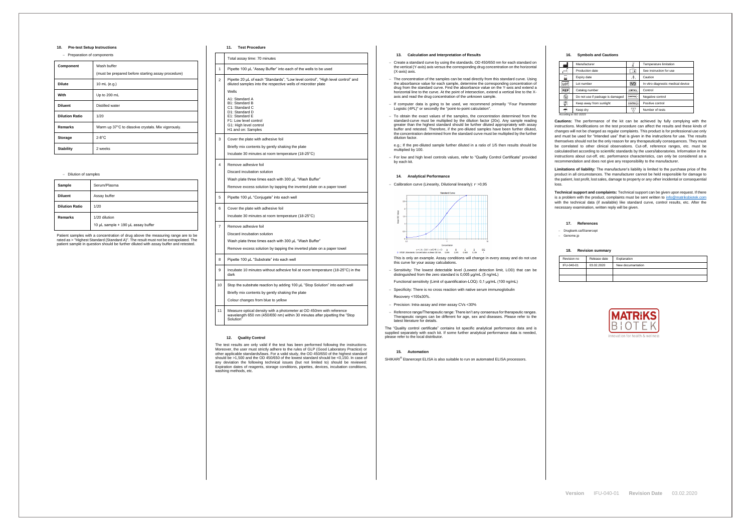## 10. Pre-test Setup Instructions

– Preparation of components

| Component | Wash buffer<br>(must be prepared before starting assay procedure) |
|---|---|
| **Dilute** | 10 mL (e.g.) |
| **With** | Up to 200 mL |
| **Diluent** | Distilled water |
| **Dilution Ratio** | 1/20 |
| **Remarks** | Warm up 37°C to dissolve crystals. Mix vigorously. |
| **Storage** | 2-8°C |
| **Stability** | 2 weeks |

– Dilution of samples

| Sample | Serum/Plasma |
|---|---|
| **Diluent** | Assay buffer |
| **Dilution Ratio** | 1/20 |
| **Remarks** | 1/20 dilution<br>10 µL sample + 190 µL assay buffer |

Patient samples with a concentration of drug above the measuring range are to be rated as > "Highest Standard (Standard A)". The result must not be extrapolated. The patient sample in question should be further diluted with assay buffer and retested.

## 11. Test Procedure

| | Total assay time: 70 minutes |
|---|---|
| 1 | Pipette 100 µL "Assay Buffer" into each of the wells to be used |
| 2 | Pipette 20 µL of each "Standards", "Low level control", "High level control" and diluted samples into the respective wells of microtiter plate<br>Wells<br>A1: Standard A<br>B1: Standard B<br>C1: Standard C<br>D1: Standard D<br>E1: Standard E<br>F1: Low level control<br>G1: High level control<br>H1 and on: Samples |
| 3 | Cover the plate with adhesive foil<br>Briefly mix contents by gently shaking the plate<br>Incubate 30 minutes at room temperature (18-25°C) |
| 4 | Remove adhesive foil<br>Discard incubation solution<br>Wash plate three times each with 300 µL "Wash Buffer"<br>Remove excess solution by tapping the inverted plate on a paper towel |
| 5 | Pipette 100 µL "Conjugate" into each well |
| 6 | Cover the plate with adhesive foil<br>Incubate 30 minutes at room temperature (18-25°C) |
| 7 | Remove adhesive foil<br>Discard incubation solution<br>Wash plate three times each with 300 µL "Wash Buffer"<br>Remove excess solution by tapping the inverted plate on a paper towel |
| 8 | Pipette 100 µL "Substrate" into each well |
| 9 | Incubate 10 minutes without adhesive foil at room temperature (18-25°C) in the dark |
| 10 | Stop the substrate reaction by adding 100 µL "Stop Solution" into each well<br>Briefly mix contents by gently shaking the plate<br>Colour changes from blue to yellow |
| 11 | Measure optical density with a photometer at OD 450nm with reference wavelength 650 nm (450/650 nm) within 30 minutes after pipetting the "Stop Solution" |

## 12. Quality Control

The test results are only valid if the test has been performed following the instructions. Moreover, the user must strictly adhere to the rules of GLP (Good Laboratory Practice) or other applicable standards/laws. For a valid study, the OD 450/650 of the highest standard should be >1,500 and the OD 450/650 of the lowest standard should be <0,150. In case of any deviation the following technical issues (but not limited to) should be reviewed: Expiration dates of reagents, storage conditions, pipettes, devices, incubation conditions, washing methods, etc.

## 13. Calculation and Interpretation of Results

– Create a standard curve by using the standards. OD 450/650 nm for each standard on the vertical (Y-axis) axis versus the corresponding drug concentration on the horizontal (X-axis) axis.

– The concentration of the samples can be read directly from this standard curve. Using the absorbance value for each sample, determine the corresponding concentration of drug from the standard curve. Find the absorbance value on the Y-axis and extend a horizontal line to the curve. At the point of intersection, extend a vertical line to the X-axis and read the drug concentration of the unknown sample.

– If computer data is going to be used, we recommend primarily "Four Parameter Logistic (4PL)" or secondly the "point-to-point calculation".

– To obtain the exact values of the samples, the concentration determined from the standard-curve must be multiplied by the dilution factor (20x). Any sample reading greater than the highest standard should be further diluted appropriately with assay buffer and retested. Therefore, if the pre-diluted samples have been further diluted, the concentration determined from the standard curve must be multiplied by the further dilution factor.

e.g.; If the pre-diluted sample further diluted in a ratio of 1/5 then results should be multiplied by 100.

– For low and high level controls values, refer to "Quality Control Certificate" provided by each kit.

## 14. Analytical Performance

– Calibration curve (Linearity, Dilutional linearity): $r^2$ >0,95

Standard Curve

Mean OD Value

Concentration

This is only an example. Assay conditions will change in every assay and do not use this curve for your assay calculations.

– Sensitivity: The lowest detectable level (Lowest detection limit, LOD) that can be distinguished from the zero standard is 0,005 µg/mL (5 ng/mL)

Functional sensitivity (Limit of quantification-LOQ): 0,1 µg/mL (100 ng/mL)

– Specificity: There is no cross reaction with native serum immunoglobulin

Recovery <100±30%.

– Precision: Intra-assay and inter-assay CVs <30%

– Reference range/Therapeutic range: There isn't any consensus for therapeutic ranges. Therapeutic ranges can be different for age, sex and diseases. Please refer to the latest literature for details.

The "Quality control certificate" contains lot specific analytical performance data and is supplied separately with each kit. If some further analytical performance data is needed, please refer to the local distributor.

## 15. Automation

SHIKARI® Etanercept ELISA is also suitable to run on automated ELISA processors.

## 16. Symbols and Cautions

| | | | |
|---|---|---|---|
| | Manufacturer | | Temperature limitation |
| | Production date | | See instruction for use |
| | Expiry date | | Caution |
| LOT | Lot number | IVD | In vitro diagnostic medical device |
| REF | Catalog number | CONTROL | Control |
| | Do not use if package is damaged | CONTROL – | Negative control |
| | Keep away from sunlight | CONTROL + | Positive control |
| | Keep dry | | Number of tests |

According to ISO 15223

**Cautions:** The performance of the kit can be achieved by fully complying with the instructions. Modifications on the test procedure can affect the results and these kinds of changes will not be charged as regular complaints. This product is for professional use only and must be used for "Intended use" that is given in the instructions for use. The results themselves should not be the only reason for any therapeutically consequences. They must be correlated to other clinical observations. Cut-off, reference ranges, etc. must be calculated/set according to scientific standards by the users/laboratories. Information in the instructions about cut-off, etc. performance characteristics, can only be considered as a recommendation and does not give any responsibility to the manufacturer.

**Limitations of liability:** The manufacturer's liability is limited to the purchase price of the product in all circumstances. The manufacturer cannot be held responsible for damage to the patient, lost profit, lost sales, damage to property or any other incidental or consequential loss.

**Technical support and complaints:** Technical support can be given upon request. If there is a problem with the product, complaints must be sent written to info@matriksbiotek.com with the technical data (if available) like standard curve, control results, etc. After the necessary examination, written reply will be given.

## 17. References

– Drugbank.ca/Etanercept
– Genome.jp

## 18. Revision summary

| Revision no | Release date | Explanation |
|---|---|---|
| IFU-040-01 | 03.02.2020 | New documantation |
| | | |
| | | |

MATRIKS BIOTEK
innovation for health & wellness

**Version** IFU-040-01 **Revision Date** 03.02.2020